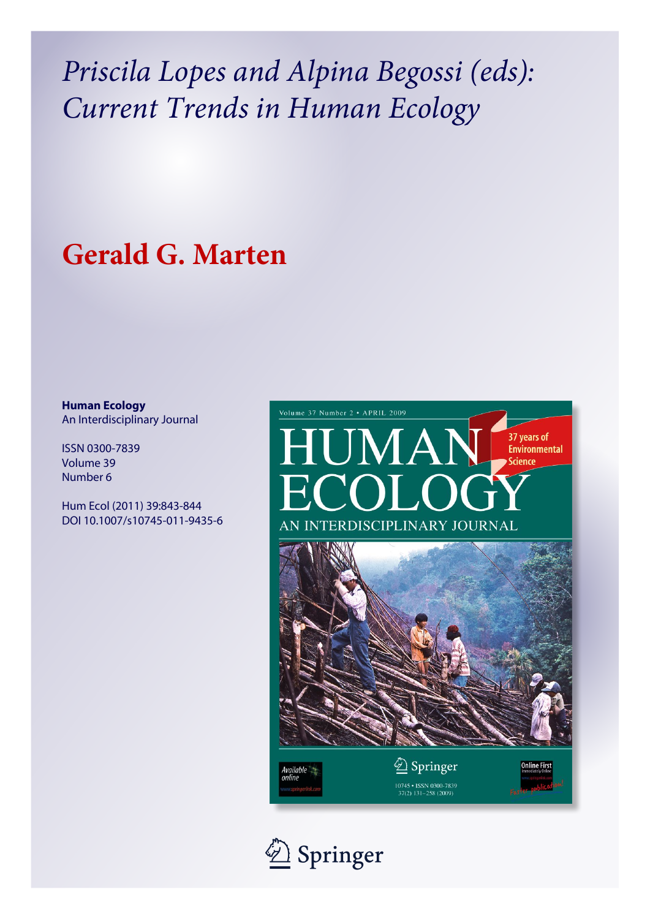# *Priscila Lopes and Alpina Begossi (eds): Current Trends in Human Ecology*

## Gerald G. Marten

**Human Ecology**
An Interdisciplinary Journal

ISSN 0300-7839
Volume 39
Number 6

Hum Ecol (2011) 39:843-844
DOI 10.1007/s10745-011-9435-6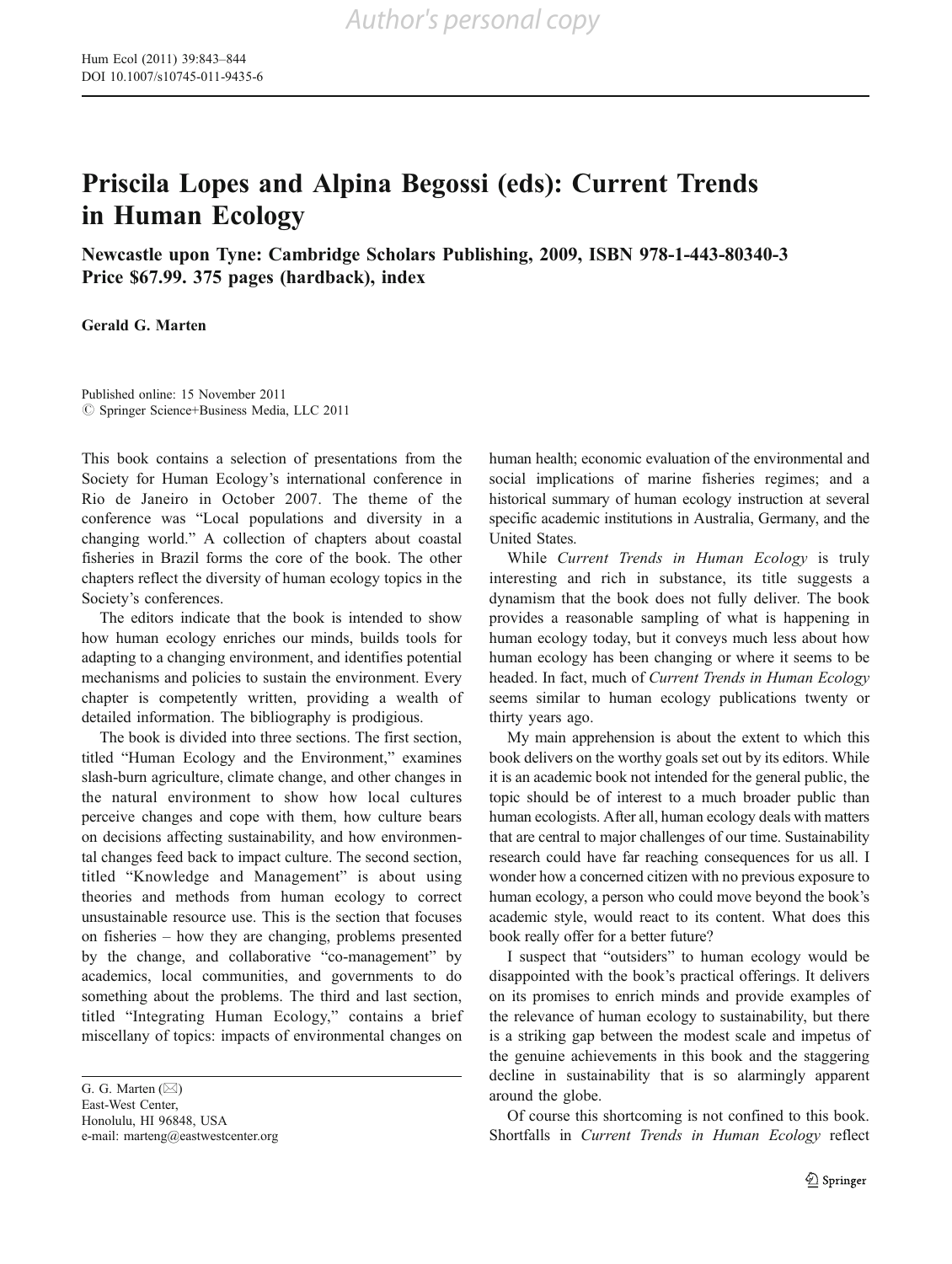# Priscila Lopes and Alpina Begossi (eds): Current Trends in Human Ecology

**Newcastle upon Tyne: Cambridge Scholars Publishing, 2009, ISBN 978-1-443-80340-3 Price $67.99. 375 pages (hardback), index**

**Gerald G. Marten**

Published online: 15 November 2011
© Springer Science+Business Media, LLC 2011

This book contains a selection of presentations from the Society for Human Ecology's international conference in Rio de Janeiro in October 2007. The theme of the conference was "Local populations and diversity in a changing world." A collection of chapters about coastal fisheries in Brazil forms the core of the book. The other chapters reflect the diversity of human ecology topics in the Society's conferences.

The editors indicate that the book is intended to show how human ecology enriches our minds, builds tools for adapting to a changing environment, and identifies potential mechanisms and policies to sustain the environment. Every chapter is competently written, providing a wealth of detailed information. The bibliography is prodigious.

The book is divided into three sections. The first section, titled "Human Ecology and the Environment," examines slash-burn agriculture, climate change, and other changes in the natural environment to show how local cultures perceive changes and cope with them, how culture bears on decisions affecting sustainability, and how environmental changes feed back to impact culture. The second section, titled "Knowledge and Management" is about using theories and methods from human ecology to correct unsustainable resource use. This is the section that focuses on fisheries – how they are changing, problems presented by the change, and collaborative "co-management" by academics, local communities, and governments to do something about the problems. The third and last section, titled "Integrating Human Ecology," contains a brief miscellany of topics: impacts of environmental changes on human health; economic evaluation of the environmental and social implications of marine fisheries regimes; and a historical summary of human ecology instruction at several specific academic institutions in Australia, Germany, and the United States.

While *Current Trends in Human Ecology* is truly interesting and rich in substance, its title suggests a dynamism that the book does not fully deliver. The book provides a reasonable sampling of what is happening in human ecology today, but it conveys much less about how human ecology has been changing or where it seems to be headed. In fact, much of *Current Trends in Human Ecology* seems similar to human ecology publications twenty or thirty years ago.

My main apprehension is about the extent to which this book delivers on the worthy goals set out by its editors. While it is an academic book not intended for the general public, the topic should be of interest to a much broader public than human ecologists. After all, human ecology deals with matters that are central to major challenges of our time. Sustainability research could have far reaching consequences for us all. I wonder how a concerned citizen with no previous exposure to human ecology, a person who could move beyond the book's academic style, would react to its content. What does this book really offer for a better future?

I suspect that "outsiders" to human ecology would be disappointed with the book's practical offerings. It delivers on its promises to enrich minds and provide examples of the relevance of human ecology to sustainability, but there is a striking gap between the modest scale and impetus of the genuine achievements in this book and the staggering decline in sustainability that is so alarmingly apparent around the globe.

Of course this shortcoming is not confined to this book. Shortfalls in *Current Trends in Human Ecology* reflect

G. G. Marten (✉)
East-West Center,
Honolulu, HI 96848, USA
e-mail: marteng@eastwestcenter.org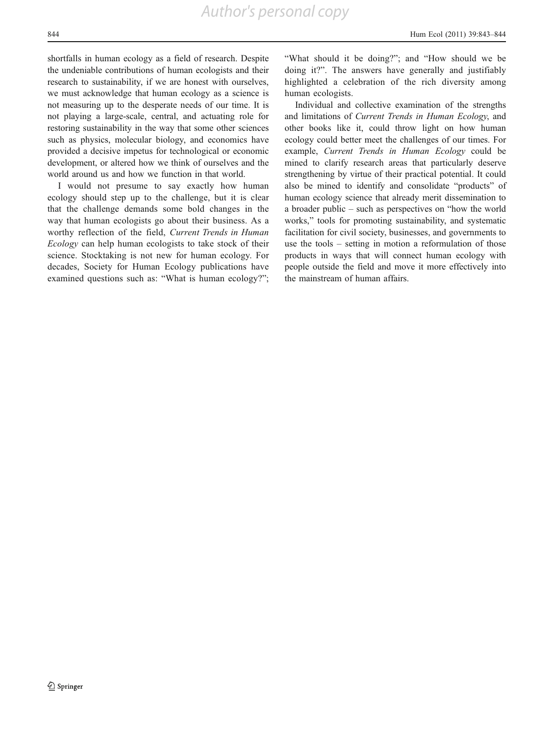shortfalls in human ecology as a field of research. Despite the undeniable contributions of human ecologists and their research to sustainability, if we are honest with ourselves, we must acknowledge that human ecology as a science is not measuring up to the desperate needs of our time. It is not playing a large-scale, central, and actuating role for restoring sustainability in the way that some other sciences such as physics, molecular biology, and economics have provided a decisive impetus for technological or economic development, or altered how we think of ourselves and the world around us and how we function in that world.

I would not presume to say exactly how human ecology should step up to the challenge, but it is clear that the challenge demands some bold changes in the way that human ecologists go about their business. As a worthy reflection of the field, *Current Trends in Human Ecology* can help human ecologists to take stock of their science. Stocktaking is not new for human ecology. For decades, Society for Human Ecology publications have examined questions such as: "What is human ecology?"; "What should it be doing?"; and "How should we be doing it?". The answers have generally and justifiably highlighted a celebration of the rich diversity among human ecologists.

Individual and collective examination of the strengths and limitations of *Current Trends in Human Ecology*, and other books like it, could throw light on how human ecology could better meet the challenges of our times. For example, *Current Trends in Human Ecology* could be mined to clarify research areas that particularly deserve strengthening by virtue of their practical potential. It could also be mined to identify and consolidate "products" of human ecology science that already merit dissemination to a broader public – such as perspectives on "how the world works," tools for promoting sustainability, and systematic facilitation for civil society, businesses, and governments to use the tools – setting in motion a reformulation of those products in ways that will connect human ecology with people outside the field and move it more effectively into the mainstream of human affairs.